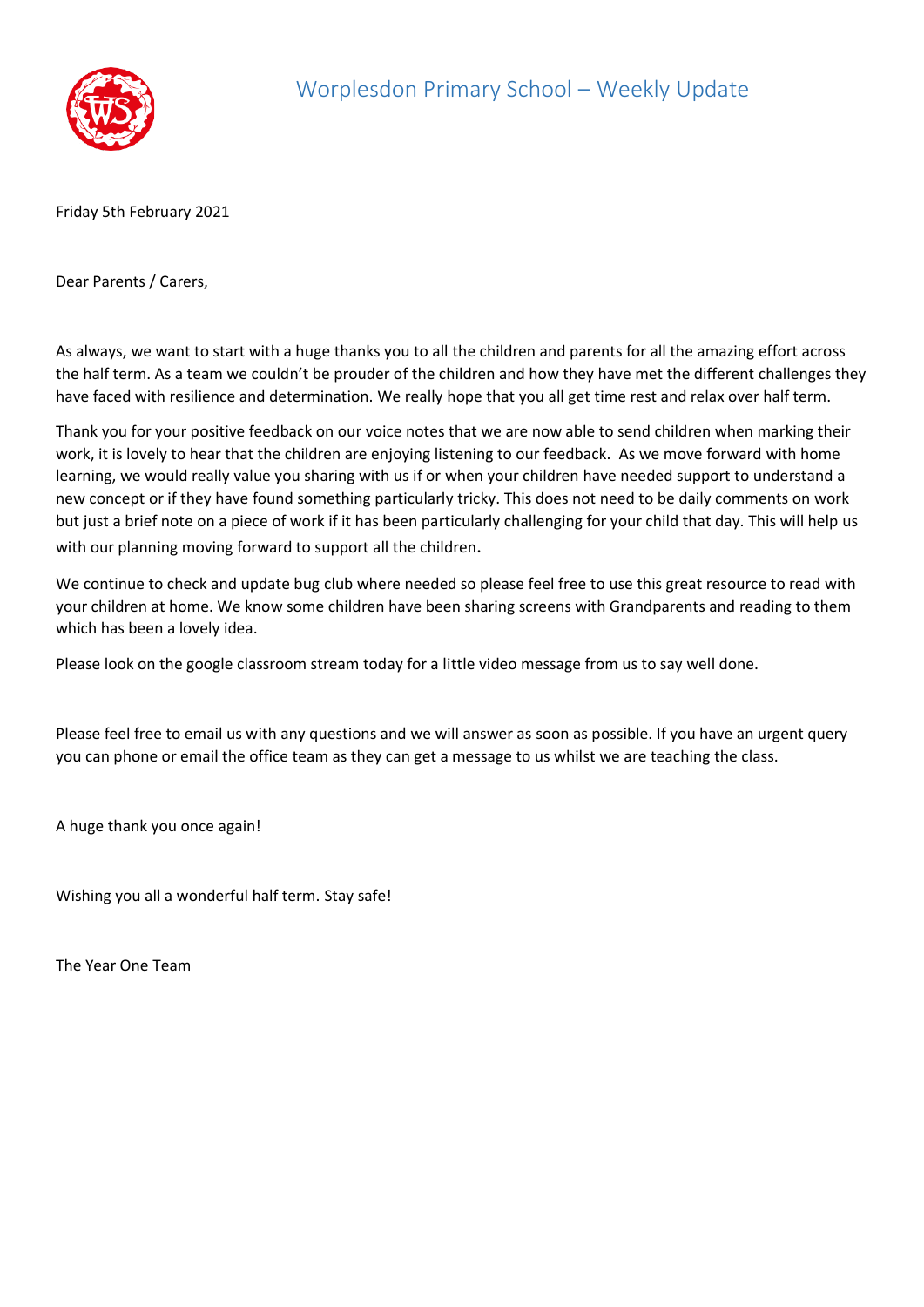# Worplesdon Primary School – Weekly Update

Friday 5th February 2021

Dear Parents / Carers,

As always, we want to start with a huge thanks you to all the children and parents for all the amazing effort across the half term. As a team we couldn't be prouder of the children and how they have met the different challenges they have faced with resilience and determination. We really hope that you all get time rest and relax over half term.

Thank you for your positive feedback on our voice notes that we are now able to send children when marking their work, it is lovely to hear that the children are enjoying listening to our feedback. As we move forward with home learning, we would really value you sharing with us if or when your children have needed support to understand a new concept or if they have found something particularly tricky. This does not need to be daily comments on work but just a brief note on a piece of work if it has been particularly challenging for your child that day. This will help us with our planning moving forward to support all the children.

We continue to check and update bug club where needed so please feel free to use this great resource to read with your children at home. We know some children have been sharing screens with Grandparents and reading to them which has been a lovely idea.

Please look on the google classroom stream today for a little video message from us to say well done.

Please feel free to email us with any questions and we will answer as soon as possible. If you have an urgent query you can phone or email the office team as they can get a message to us whilst we are teaching the class.

A huge thank you once again!

Wishing you all a wonderful half term. Stay safe!

The Year One Team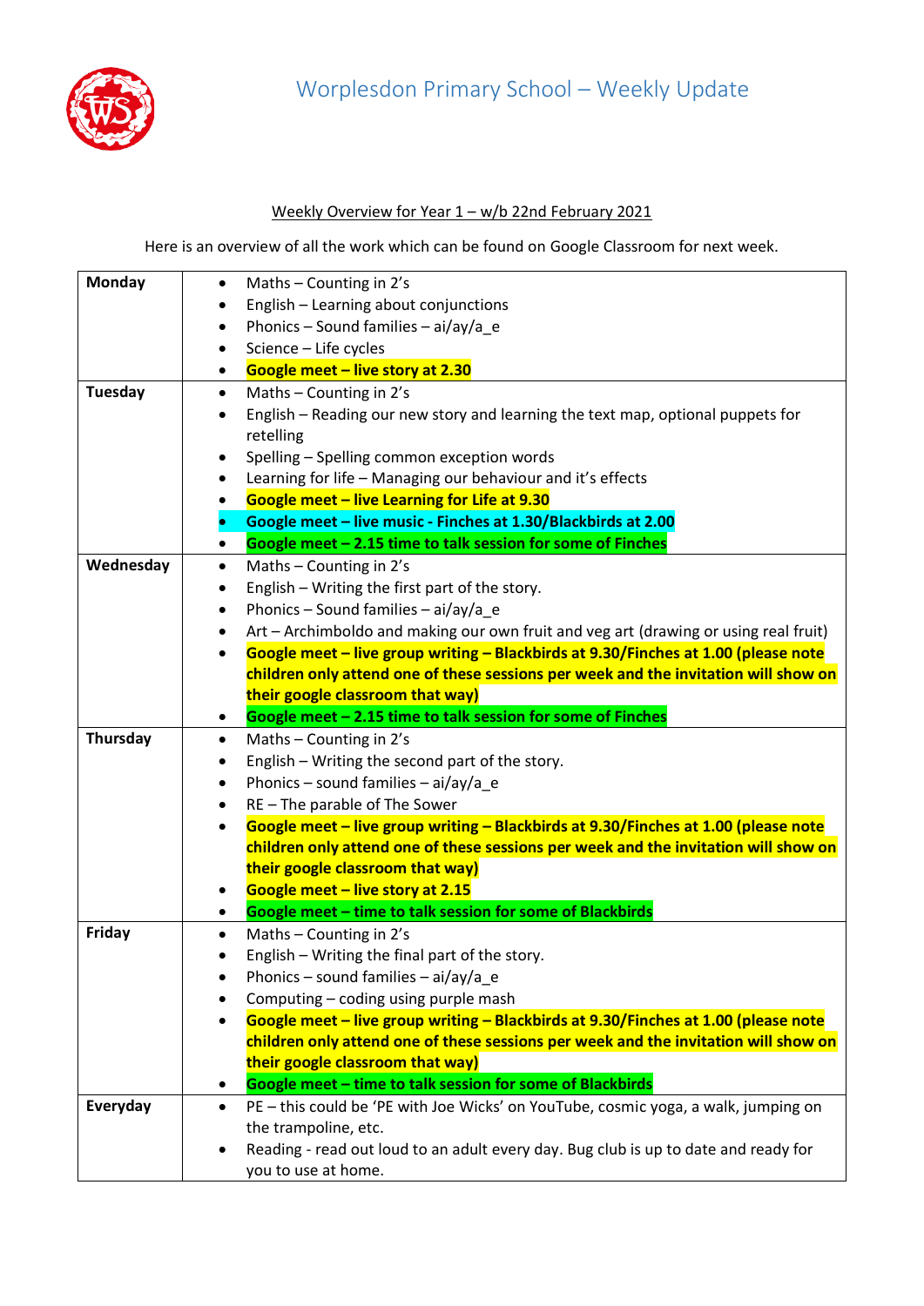# Worplesdon Primary School – Weekly Update

Weekly Overview for Year 1 – w/b 22nd February 2021

Here is an overview of all the work which can be found on Google Classroom for next week.

| | |
|---|---|
| **Monday** | • Maths – Counting in 2's<br>• English – Learning about conjunctions<br>• Phonics – Sound families – ai/ay/a_e<br>• Science – Life cycles<br>• **Google meet – live story at 2.30** |
| **Tuesday** | • Maths – Counting in 2's<br>• English – Reading our new story and learning the text map, optional puppets for retelling<br>• Spelling – Spelling common exception words<br>• Learning for life – Managing our behaviour and it's effects<br>• **Google meet – live Learning for Life at 9.30**<br>• **Google meet – live music - Finches at 1.30/Blackbirds at 2.00**<br>• **Google meet – 2.15 time to talk session for some of Finches** |
| **Wednesday** | • Maths – Counting in 2's<br>• English – Writing the first part of the story.<br>• Phonics – Sound families – ai/ay/a_e<br>• Art – Archimboldo and making our own fruit and veg art (drawing or using real fruit)<br>• **Google meet – live group writing – Blackbirds at 9.30/Finches at 1.00 (please note children only attend one of these sessions per week and the invitation will show on their google classroom that way)**<br>• **Google meet – 2.15 time to talk session for some of Finches** |
| **Thursday** | • Maths – Counting in 2's<br>• English – Writing the second part of the story.<br>• Phonics – sound families – ai/ay/a_e<br>• RE – The parable of The Sower<br>• **Google meet – live group writing – Blackbirds at 9.30/Finches at 1.00 (please note children only attend one of these sessions per week and the invitation will show on their google classroom that way)**<br>• **Google meet – live story at 2.15**<br>• **Google meet – time to talk session for some of Blackbirds** |
| **Friday** | • Maths – Counting in 2's<br>• English – Writing the final part of the story.<br>• Phonics – sound families – ai/ay/a_e<br>• Computing – coding using purple mash<br>• **Google meet – live group writing – Blackbirds at 9.30/Finches at 1.00 (please note children only attend one of these sessions per week and the invitation will show on their google classroom that way)**<br>• **Google meet – time to talk session for some of Blackbirds** |
| **Everyday** | • PE – this could be 'PE with Joe Wicks' on YouTube, cosmic yoga, a walk, jumping on the trampoline, etc.<br>• Reading - read out loud to an adult every day. Bug club is up to date and ready for you to use at home. |